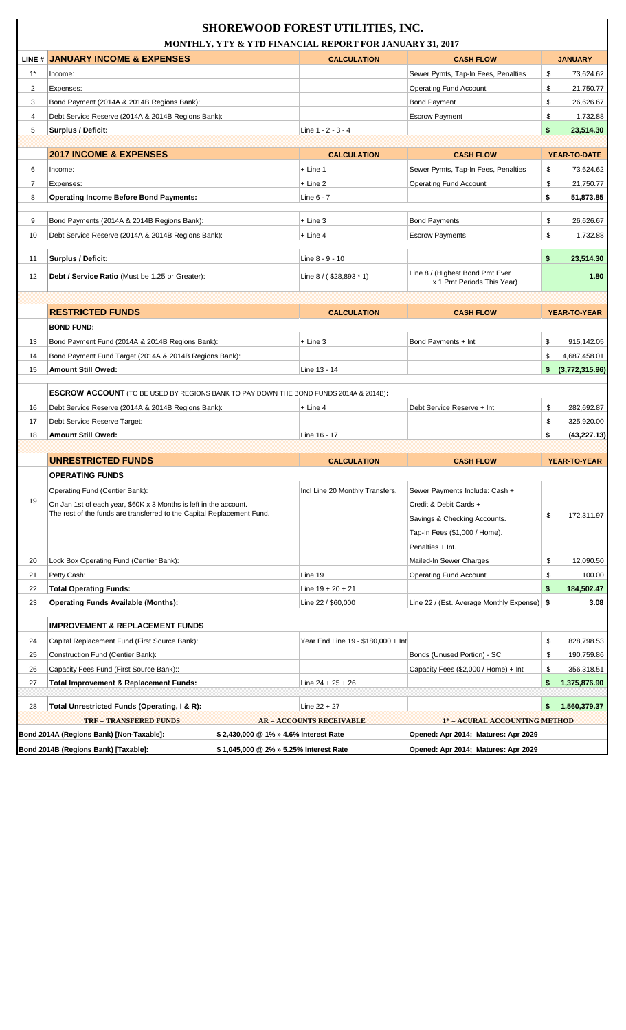# SHOREWOOD FOREST UTILITIES, INC.

## MONTHLY, YTY & YTD FINANCIAL REPORT FOR JANUARY 31, 2017

| LINE # | JANUARY INCOME & EXPENSES | CALCULATION | CASH FLOW | JANUARY |
|---|---|---|---|---|
| 1* | Income: | | Sewer Pymts, Tap-In Fees, Penalties | $ 73,624.62 |
| 2 | Expenses: | | Operating Fund Account | $ 21,750.77 |
| 3 | Bond Payment (2014A & 2014B Regions Bank): | | Bond Payment | $ 26,626.67 |
| 4 | Debt Service Reserve (2014A & 2014B Regions Bank): | | Escrow Payment | $ 1,732.88 |
| 5 | **Surplus / Deficit:** | Line 1 - 2 - 3 - 4 | | **$ 23,514.30** |

| LINE # | 2017 INCOME & EXPENSES | CALCULATION | CASH FLOW | YEAR-TO-DATE |
|---|---|---|---|---|
| 6 | Income: | + Line 1 | Sewer Pymts, Tap-In Fees, Penalties | $ 73,624.62 |
| 7 | Expenses: | + Line 2 | Operating Fund Account | $ 21,750.77 |
| 8 | **Operating Income Before Bond Payments:** | Line 6 - 7 | | **$ 51,873.85** |
| 9 | Bond Payments (2014A & 2014B Regions Bank): | + Line 3 | Bond Payments | $ 26,626.67 |
| 10 | Debt Service Reserve (2014A & 2014B Regions Bank): | + Line 4 | Escrow Payments | $ 1,732.88 |
| 11 | **Surplus / Deficit:** | Line 8 - 9 - 10 | | **$ 23,514.30** |
| 12 | **Debt / Service Ratio** (Must be 1.25 or Greater): | Line 8 / ( $28,893 * 1) | Line 8 / (Highest Bond Pmt Ever x 1 Pmt Periods This Year) | **1.80** |

| LINE # | RESTRICTED FUNDS | CALCULATION | CASH FLOW | YEAR-TO-YEAR |
|---|---|---|---|---|
| | **BOND FUND:** | | | |
| 13 | Bond Payment Fund (2014A & 2014B Regions Bank): | + Line 3 | Bond Payments + Int | $ 915,142.05 |
| 14 | Bond Payment Fund Target (2014A & 2014B Regions Bank): | | | $ 4,687,458.01 |
| 15 | **Amount Still Owed:** | Line 13 - 14 | | **$ (3,772,315.96)** |
| | **ESCROW ACCOUNT** (TO BE USED BY REGIONS BANK TO PAY DOWN THE BOND FUNDS 2014A & 2014B): | | | |
| 16 | Debt Service Reserve (2014A & 2014B Regions Bank): | + Line 4 | Debt Service Reserve + Int | $ 282,692.87 |
| 17 | Debt Service Reserve Target: | | | $ 325,920.00 |
| 18 | **Amount Still Owed:** | Line 16 - 17 | | **$ (43,227.13)** |

| LINE # | UNRESTRICTED FUNDS | CALCULATION | CASH FLOW | YEAR-TO-YEAR |
|---|---|---|---|---|
| | **OPERATING FUNDS** | | | |
| 19 | Operating Fund (Centier Bank): On Jan 1st of each year, $60K x 3 Months is left in the account. The rest of the funds are transferred to the Capital Replacement Fund. | Incl Line 20 Monthly Transfers. | Sewer Payments Include: Cash + Credit & Debit Cards + Savings & Checking Accounts. Tap-In Fees ($1,000 / Home). Penalties + Int. | $ 172,311.97 |
| 20 | Lock Box Operating Fund (Centier Bank): | | Mailed-In Sewer Charges | $ 12,090.50 |
| 21 | Petty Cash: | Line 19 | Operating Fund Account | $ 100.00 |
| 22 | **Total Operating Funds:** | Line 19 + 20 + 21 | | **$ 184,502.47** |
| 23 | **Operating Funds Available (Months):** | Line 22 / $60,000 | Line 22 / (Est. Average Monthly Expense) | **$ 3.08** |
| | **IMPROVEMENT & REPLACEMENT FUNDS** | | | |
| 24 | Capital Replacement Fund (First Source Bank): | Year End Line 19 - $180,000 + Int | | $ 828,798.53 |
| 25 | Construction Fund (Centier Bank): | | Bonds (Unused Portion) - SC | $ 190,759.86 |
| 26 | Capacity Fees Fund (First Source Bank):: | | Capacity Fees ($2,000 / Home) + Int | $ 356,318.51 |
| 27 | **Total Improvement & Replacement Funds:** | Line 24 + 25 + 26 | | **$ 1,375,876.90** |
| 28 | **Total Unrestricted Funds (Operating, I & R):** | Line 22 + 27 | | **$ 1,560,379.37** |

| TRF = TRANSFERED FUNDS | AR = ACCOUNTS RECEIVABLE | 1* = ACURAL ACCOUNTING METHOD |
|---|---|---|
| **Bond 2014A (Regions Bank) [Non-Taxable]:** | **$ 2,430,000 @ 1% » 4.6% Interest Rate** | **Opened: Apr 2014; Matures: Apr 2029** |
| **Bond 2014B (Regions Bank) [Taxable]:** | **$ 1,045,000 @ 2% » 5.25% Interest Rate** | **Opened: Apr 2014; Matures: Apr 2029** |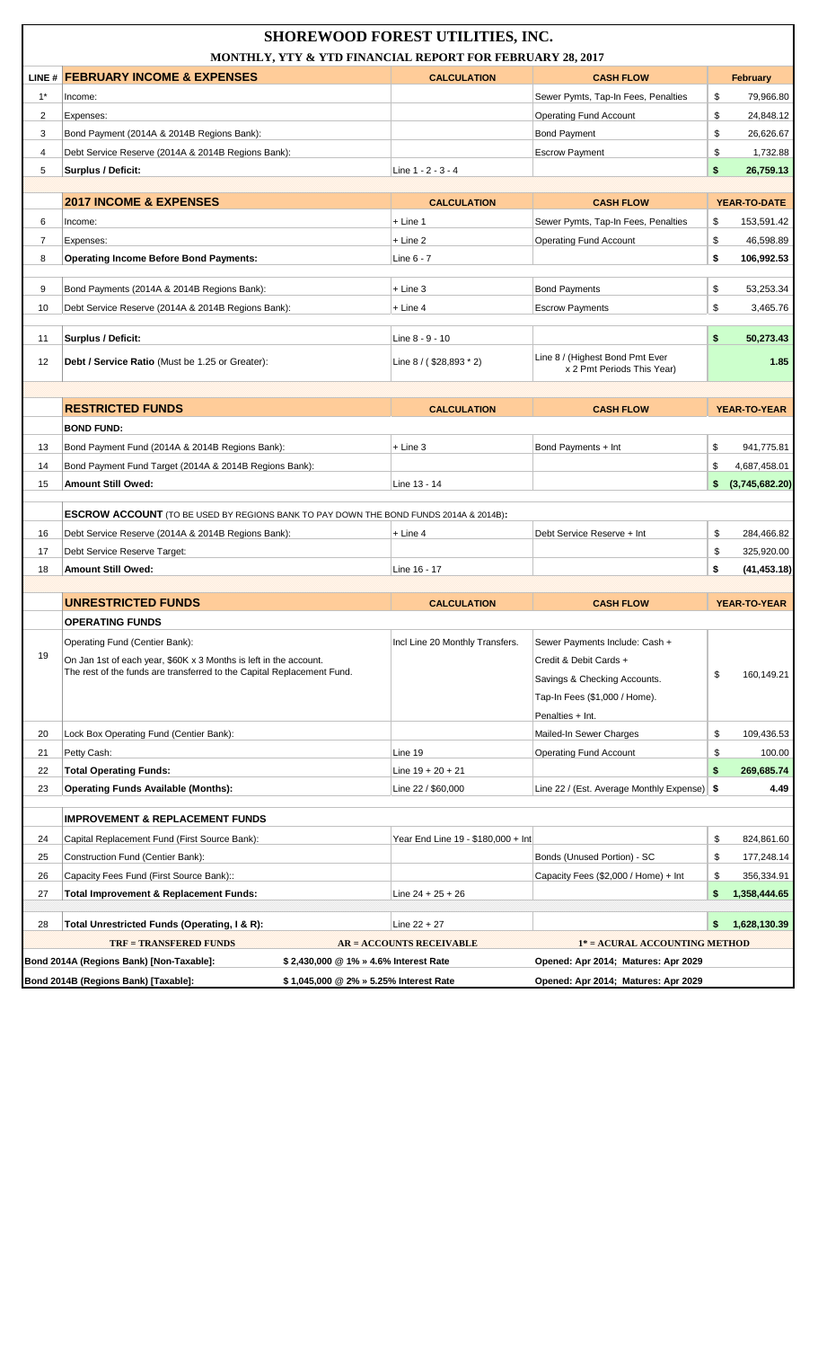# SHOREWOOD FOREST UTILITIES, INC.

## MONTHLY, YTY & YTD FINANCIAL REPORT FOR FEBRUARY 28, 2017

| LINE # | FEBRUARY INCOME & EXPENSES | CALCULATION | CASH FLOW | February |
|---|---|---|---|---|
| 1* | Income: | | Sewer Pymts, Tap-In Fees, Penalties | $ 79,966.80 |
| 2 | Expenses: | | Operating Fund Account | $ 24,848.12 |
| 3 | Bond Payment (2014A & 2014B Regions Bank): | | Bond Payment | $ 26,626.67 |
| 4 | Debt Service Reserve (2014A & 2014B Regions Bank): | | Escrow Payment | $ 1,732.88 |
| 5 | **Surplus / Deficit:** | Line 1 - 2 - 3 - 4 | | **$ 26,759.13** |

| | 2017 INCOME & EXPENSES | CALCULATION | CASH FLOW | YEAR-TO-DATE |
|---|---|---|---|---|
| 6 | Income: | + Line 1 | Sewer Pymts, Tap-In Fees, Penalties | $ 153,591.42 |
| 7 | Expenses: | + Line 2 | Operating Fund Account | $ 46,598.89 |
| 8 | **Operating Income Before Bond Payments:** | Line 6 - 7 | | **$ 106,992.53** |
| 9 | Bond Payments (2014A & 2014B Regions Bank): | + Line 3 | Bond Payments | $ 53,253.34 |
| 10 | Debt Service Reserve (2014A & 2014B Regions Bank): | + Line 4 | Escrow Payments | $ 3,465.76 |
| 11 | **Surplus / Deficit:** | Line 8 - 9 - 10 | | **$ 50,273.43** |
| 12 | **Debt / Service Ratio** (Must be 1.25 or Greater): | Line 8 / ( $28,893 * 2) | Line 8 / (Highest Bond Pmt Ever x 2 Pmt Periods This Year) | **1.85** |

| | RESTRICTED FUNDS | CALCULATION | CASH FLOW | YEAR-TO-YEAR |
|---|---|---|---|---|
| | **BOND FUND:** | | | |
| 13 | Bond Payment Fund (2014A & 2014B Regions Bank): | + Line 3 | Bond Payments + Int | $ 941,775.81 |
| 14 | Bond Payment Fund Target (2014A & 2014B Regions Bank): | | | $ 4,687,458.01 |
| 15 | **Amount Still Owed:** | Line 13 - 14 | | **$ (3,745,682.20)** |
| | **ESCROW ACCOUNT** (TO BE USED BY REGIONS BANK TO PAY DOWN THE BOND FUNDS 2014A & 2014B): | | | |
| 16 | Debt Service Reserve (2014A & 2014B Regions Bank): | + Line 4 | Debt Service Reserve + Int | $ 284,466.82 |
| 17 | Debt Service Reserve Target: | | | $ 325,920.00 |
| 18 | **Amount Still Owed:** | Line 16 - 17 | | **$ (41,453.18)** |

| | UNRESTRICTED FUNDS | CALCULATION | CASH FLOW | YEAR-TO-YEAR |
|---|---|---|---|---|
| | **OPERATING FUNDS** | | | |
| 19 | Operating Fund (Centier Bank): On Jan 1st of each year, $60K x 3 Months is left in the account. The rest of the funds are transferred to the Capital Replacement Fund. | Incl Line 20 Monthly Transfers. | Sewer Payments Include: Cash + Credit & Debit Cards + Savings & Checking Accounts. Tap-In Fees ($1,000 / Home). Penalties + Int. | $ 160,149.21 |
| 20 | Lock Box Operating Fund (Centier Bank): | | Mailed-In Sewer Charges | $ 109,436.53 |
| 21 | Petty Cash: | Line 19 | Operating Fund Account | $ 100.00 |
| 22 | **Total Operating Funds:** | Line 19 + 20 + 21 | | **$ 269,685.74** |
| 23 | **Operating Funds Available (Months):** | Line 22 / $60,000 | Line 22 / (Est. Average Monthly Expense) | **$ 4.49** |
| | **IMPROVEMENT & REPLACEMENT FUNDS** | | | |
| 24 | Capital Replacement Fund (First Source Bank): | Year End Line 19 - $180,000 + Int | | $ 824,861.60 |
| 25 | Construction Fund (Centier Bank): | | Bonds (Unused Portion) - SC | $ 177,248.14 |
| 26 | Capacity Fees Fund (First Source Bank):: | | Capacity Fees ($2,000 / Home) + Int | $ 356,334.91 |
| 27 | **Total Improvement & Replacement Funds:** | Line 24 + 25 + 26 | | **$ 1,358,444.65** |
| 28 | **Total Unrestricted Funds (Operating, I & R):** | Line 22 + 27 | | **$ 1,628,130.39** |

| TRF = TRANSFERED FUNDS | AR = ACCOUNTS RECEIVABLE | 1* = ACURAL ACCOUNTING METHOD |
|---|---|---|
| **Bond 2014A (Regions Bank) [Non-Taxable]:** | **$ 2,430,000 @ 1% » 4.6% Interest Rate** | **Opened: Apr 2014; Matures: Apr 2029** |
| **Bond 2014B (Regions Bank) [Taxable]:** | **$ 1,045,000 @ 2% » 5.25% Interest Rate** | **Opened: Apr 2014; Matures: Apr 2029** |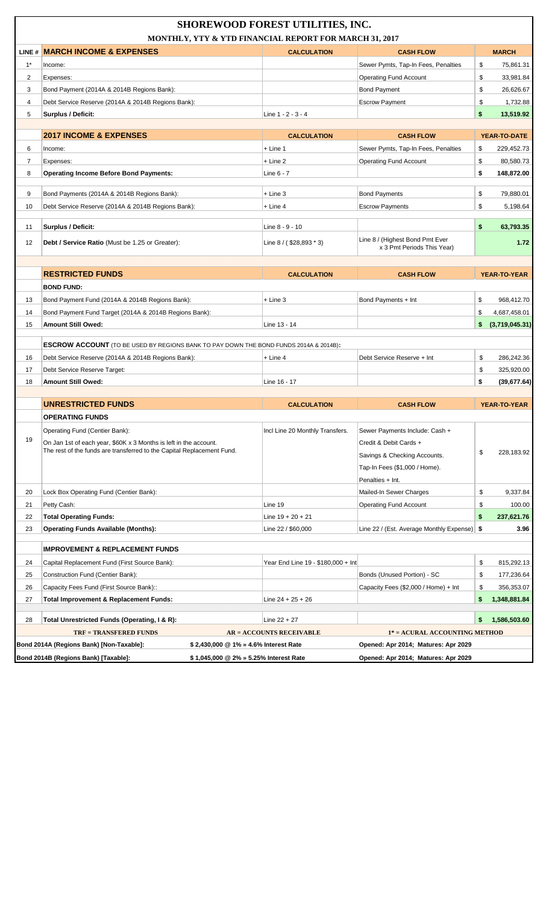# SHOREWOOD FOREST UTILITIES, INC.

## MONTHLY, YTY & YTD FINANCIAL REPORT FOR MARCH 31, 2017

| LINE # | MARCH INCOME & EXPENSES | CALCULATION | CASH FLOW | MARCH |
|---|---|---|---|---|
| 1* | Income: | | Sewer Pymts, Tap-In Fees, Penalties | $ 75,861.31 |
| 2 | Expenses: | | Operating Fund Account | $ 33,981.84 |
| 3 | Bond Payment (2014A & 2014B Regions Bank): | | Bond Payment | $ 26,626.67 |
| 4 | Debt Service Reserve (2014A & 2014B Regions Bank): | | Escrow Payment | $ 1,732.88 |
| 5 | **Surplus / Deficit:** | Line 1 - 2 - 3 - 4 | | **$ 13,519.92** |

| LINE # | 2017 INCOME & EXPENSES | CALCULATION | CASH FLOW | YEAR-TO-DATE |
|---|---|---|---|---|
| 6 | Income: | + Line 1 | Sewer Pymts, Tap-In Fees, Penalties | $ 229,452.73 |
| 7 | Expenses: | + Line 2 | Operating Fund Account | $ 80,580.73 |
| 8 | **Operating Income Before Bond Payments:** | Line 6 - 7 | | **$ 148,872.00** |
| 9 | Bond Payments (2014A & 2014B Regions Bank): | + Line 3 | Bond Payments | $ 79,880.01 |
| 10 | Debt Service Reserve (2014A & 2014B Regions Bank): | + Line 4 | Escrow Payments | $ 5,198.64 |
| 11 | **Surplus / Deficit:** | Line 8 - 9 - 10 | | **$ 63,793.35** |
| 12 | **Debt / Service Ratio** (Must be 1.25 or Greater): | Line 8 / ( $28,893 * 3) | Line 8 / (Highest Bond Pmt Ever x 3 Pmt Periods This Year) | **1.72** |

| LINE # | RESTRICTED FUNDS | CALCULATION | CASH FLOW | YEAR-TO-YEAR |
|---|---|---|---|---|
| | **BOND FUND:** | | | |
| 13 | Bond Payment Fund (2014A & 2014B Regions Bank): | + Line 3 | Bond Payments + Int | $ 968,412.70 |
| 14 | Bond Payment Fund Target (2014A & 2014B Regions Bank): | | | $ 4,687,458.01 |
| 15 | **Amount Still Owed:** | Line 13 - 14 | | **$ (3,719,045.31)** |
| | **ESCROW ACCOUNT** (TO BE USED BY REGIONS BANK TO PAY DOWN THE BOND FUNDS 2014A & 2014B): | | | |
| 16 | Debt Service Reserve (2014A & 2014B Regions Bank): | + Line 4 | Debt Service Reserve + Int | $ 286,242.36 |
| 17 | Debt Service Reserve Target: | | | $ 325,920.00 |
| 18 | **Amount Still Owed:** | Line 16 - 17 | | **$ (39,677.64)** |

| LINE # | UNRESTRICTED FUNDS | CALCULATION | CASH FLOW | YEAR-TO-YEAR |
|---|---|---|---|---|
| | **OPERATING FUNDS** | | | |
| 19 | Operating Fund (Centier Bank): On Jan 1st of each year, $60K x 3 Months is left in the account. The rest of the funds are transferred to the Capital Replacement Fund. | Incl Line 20 Monthly Transfers. | Sewer Payments Include: Cash + Credit & Debit Cards + Savings & Checking Accounts. Tap-In Fees ($1,000 / Home). Penalties + Int. | $ 228,183.92 |
| 20 | Lock Box Operating Fund (Centier Bank): | | Mailed-In Sewer Charges | $ 9,337.84 |
| 21 | Petty Cash: | Line 19 | Operating Fund Account | $ 100.00 |
| 22 | **Total Operating Funds:** | Line 19 + 20 + 21 | | **$ 237,621.76** |
| 23 | **Operating Funds Available (Months):** | Line 22 / $60,000 | Line 22 / (Est. Average Monthly Expense) | **$ 3.96** |
| | **IMPROVEMENT & REPLACEMENT FUNDS** | | | |
| 24 | Capital Replacement Fund (First Source Bank): | Year End Line 19 - $180,000 + Int | | $ 815,292.13 |
| 25 | Construction Fund (Centier Bank): | | Bonds (Unused Portion) - SC | $ 177,236.64 |
| 26 | Capacity Fees Fund (First Source Bank):: | | Capacity Fees ($2,000 / Home) + Int | $ 356,353.07 |
| 27 | **Total Improvement & Replacement Funds:** | Line 24 + 25 + 26 | | **$ 1,348,881.84** |
| 28 | **Total Unrestricted Funds (Operating, I & R):** | Line 22 + 27 | | **$ 1,586,503.60** |

**TRF = TRANSFERED FUNDS** | **AR = ACCOUNTS RECEIVABLE** | **1* = ACURAL ACCOUNTING METHOD**

| | | |
|---|---|---|
| **Bond 2014A (Regions Bank) [Non-Taxable]:** | **$ 2,430,000 @ 1% » 4.6% Interest Rate** | **Opened: Apr 2014; Matures: Apr 2029** |
| **Bond 2014B (Regions Bank) [Taxable]:** | **$ 1,045,000 @ 2% » 5.25% Interest Rate** | **Opened: Apr 2014; Matures: Apr 2029** |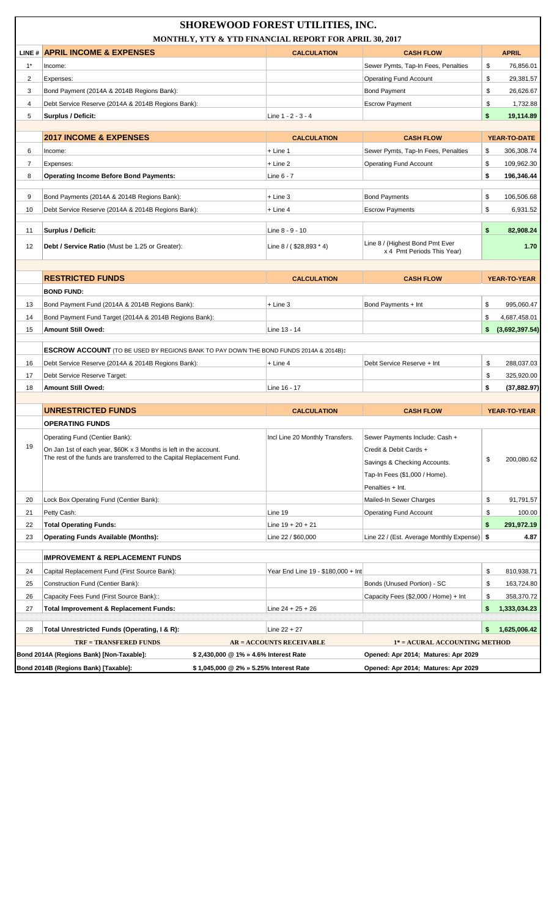# SHOREWOOD FOREST UTILITIES, INC.

## MONTHLY, YTY & YTD FINANCIAL REPORT FOR APRIL 30, 2017

| LINE # | APRIL INCOME & EXPENSES | CALCULATION | CASH FLOW | APRIL |
|---|---|---|---|---|
| 1* | Income: | | Sewer Pymts, Tap-In Fees, Penalties | $ 76,856.01 |
| 2 | Expenses: | | Operating Fund Account | $ 29,381.57 |
| 3 | Bond Payment (2014A & 2014B Regions Bank): | | Bond Payment | $ 26,626.67 |
| 4 | Debt Service Reserve (2014A & 2014B Regions Bank): | | Escrow Payment | $ 1,732.88 |
| 5 | **Surplus / Deficit:** | Line 1 - 2 - 3 - 4 | | **$ 19,114.89** |

| LINE # | 2017 INCOME & EXPENSES | CALCULATION | CASH FLOW | YEAR-TO-DATE |
|---|---|---|---|---|
| 6 | Income: | + Line 1 | Sewer Pymts, Tap-In Fees, Penalties | $ 306,308.74 |
| 7 | Expenses: | + Line 2 | Operating Fund Account | $ 109,962.30 |
| 8 | **Operating Income Before Bond Payments:** | Line 6 - 7 | | **$ 196,346.44** |
| 9 | Bond Payments (2014A & 2014B Regions Bank): | + Line 3 | Bond Payments | $ 106,506.68 |
| 10 | Debt Service Reserve (2014A & 2014B Regions Bank): | + Line 4 | Escrow Payments | $ 6,931.52 |
| 11 | **Surplus / Deficit:** | Line 8 - 9 - 10 | | **$ 82,908.24** |
| 12 | **Debt / Service Ratio** (Must be 1.25 or Greater): | Line 8 / ( $28,893 * 4) | Line 8 / (Highest Bond Pmt Ever x 4 Pmt Periods This Year) | **1.70** |

| LINE # | RESTRICTED FUNDS | CALCULATION | CASH FLOW | YEAR-TO-YEAR |
|---|---|---|---|---|
| | **BOND FUND:** | | | |
| 13 | Bond Payment Fund (2014A & 2014B Regions Bank): | + Line 3 | Bond Payments + Int | $ 995,060.47 |
| 14 | Bond Payment Fund Target (2014A & 2014B Regions Bank): | | | $ 4,687,458.01 |
| 15 | **Amount Still Owed:** | Line 13 - 14 | | **$ (3,692,397.54)** |
| | **ESCROW ACCOUNT** (TO BE USED BY REGIONS BANK TO PAY DOWN THE BOND FUNDS 2014A & 2014B)**:** | | | |
| 16 | Debt Service Reserve (2014A & 2014B Regions Bank): | + Line 4 | Debt Service Reserve + Int | $ 288,037.03 |
| 17 | Debt Service Reserve Target: | | | $ 325,920.00 |
| 18 | **Amount Still Owed:** | Line 16 - 17 | | **$ (37,882.97)** |

| LINE # | UNRESTRICTED FUNDS | CALCULATION | CASH FLOW | YEAR-TO-YEAR |
|---|---|---|---|---|
| | **OPERATING FUNDS** | | | |
| 19 | Operating Fund (Centier Bank): On Jan 1st of each year, $60K x 3 Months is left in the account. The rest of the funds are transferred to the Capital Replacement Fund. | Incl Line 20 Monthly Transfers. | Sewer Payments Include: Cash + Credit & Debit Cards + Savings & Checking Accounts. Tap-In Fees ($1,000 / Home). Penalties + Int. | $ 200,080.62 |
| 20 | Lock Box Operating Fund (Centier Bank): | | Mailed-In Sewer Charges | $ 91,791.57 |
| 21 | Petty Cash: | Line 19 | Operating Fund Account | $ 100.00 |
| 22 | **Total Operating Funds:** | Line 19 + 20 + 21 | | **$ 291,972.19** |
| 23 | **Operating Funds Available (Months):** | Line 22 / $60,000 | Line 22 / (Est. Average Monthly Expense) | **$ 4.87** |
| | **IMPROVEMENT & REPLACEMENT FUNDS** | | | |
| 24 | Capital Replacement Fund (First Source Bank): | Year End Line 19 - $180,000 + Int | | $ 810,938.71 |
| 25 | Construction Fund (Centier Bank): | | Bonds (Unused Portion) - SC | $ 163,724.80 |
| 26 | Capacity Fees Fund (First Source Bank):: | | Capacity Fees ($2,000 / Home) + Int | $ 358,370.72 |
| 27 | **Total Improvement & Replacement Funds:** | Line 24 + 25 + 26 | | **$ 1,333,034.23** |
| 28 | **Total Unrestricted Funds (Operating, I & R):** | Line 22 + 27 | | **$ 1,625,006.42** |

| TRF = TRANSFERED FUNDS | AR = ACCOUNTS RECEIVABLE | 1* = ACURAL ACCOUNTING METHOD |
|---|---|---|
| **Bond 2014A (Regions Bank) [Non-Taxable]:** | **$ 2,430,000 @ 1% » 4.6% Interest Rate** | **Opened: Apr 2014; Matures: Apr 2029** |
| **Bond 2014B (Regions Bank) [Taxable]:** | **$ 1,045,000 @ 2% » 5.25% Interest Rate** | **Opened: Apr 2014; Matures: Apr 2029** |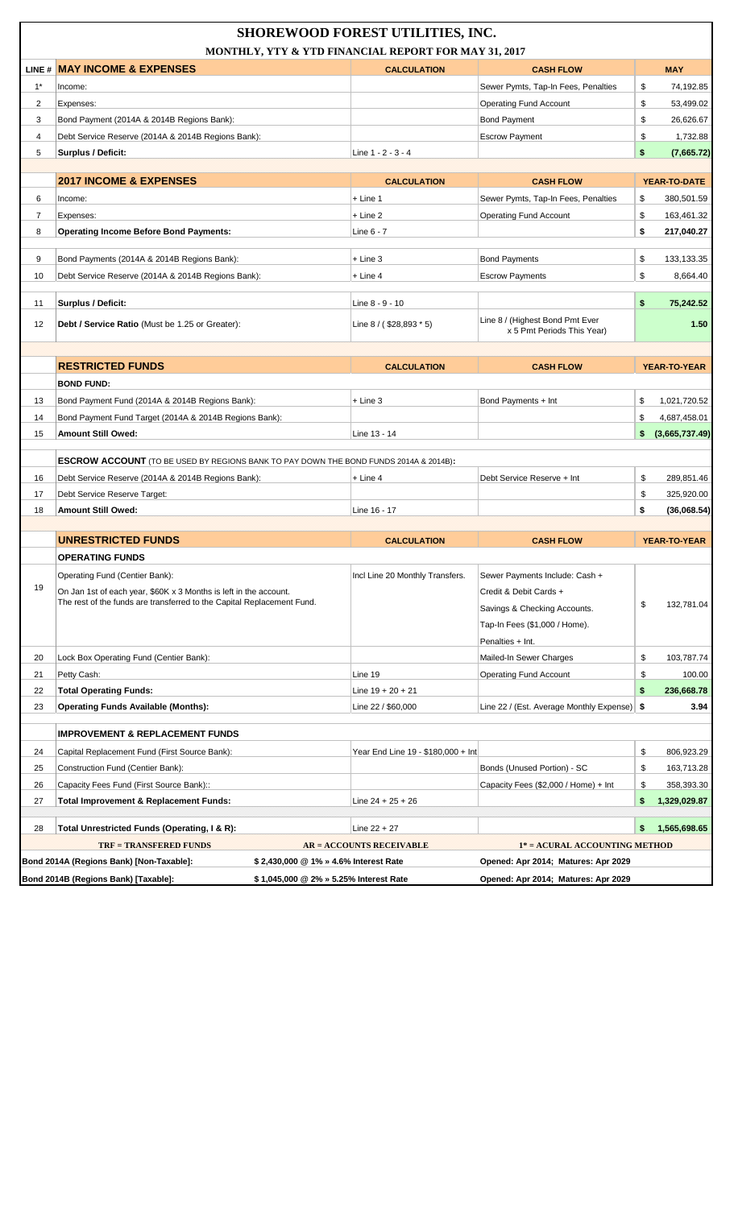# SHOREWOOD FOREST UTILITIES, INC.

## MONTHLY, YTY & YTD FINANCIAL REPORT FOR MAY 31, 2017

| LINE # | MAY INCOME & EXPENSES | CALCULATION | CASH FLOW | MAY |
|---|---|---|---|---|
| 1* | Income: | | Sewer Pymts, Tap-In Fees, Penalties | $ 74,192.85 |
| 2 | Expenses: | | Operating Fund Account | $ 53,499.02 |
| 3 | Bond Payment (2014A & 2014B Regions Bank): | | Bond Payment | $ 26,626.67 |
| 4 | Debt Service Reserve (2014A & 2014B Regions Bank): | | Escrow Payment | $ 1,732.88 |
| 5 | **Surplus / Deficit:** | Line 1 - 2 - 3 - 4 | | **$ (7,665.72)** |

| LINE # | 2017 INCOME & EXPENSES | CALCULATION | CASH FLOW | YEAR-TO-DATE |
|---|---|---|---|---|
| 6 | Income: | + Line 1 | Sewer Pymts, Tap-In Fees, Penalties | $ 380,501.59 |
| 7 | Expenses: | + Line 2 | Operating Fund Account | $ 163,461.32 |
| 8 | **Operating Income Before Bond Payments:** | Line 6 - 7 | | **$ 217,040.27** |
| 9 | Bond Payments (2014A & 2014B Regions Bank): | + Line 3 | Bond Payments | $ 133,133.35 |
| 10 | Debt Service Reserve (2014A & 2014B Regions Bank): | + Line 4 | Escrow Payments | $ 8,664.40 |
| 11 | **Surplus / Deficit:** | Line 8 - 9 - 10 | | **$ 75,242.52** |
| 12 | **Debt / Service Ratio** (Must be 1.25 or Greater): | Line 8 / ( $28,893 * 5) | Line 8 / (Highest Bond Pmt Ever x 5 Pmt Periods This Year) | **1.50** |

| LINE # | RESTRICTED FUNDS | CALCULATION | CASH FLOW | YEAR-TO-YEAR |
|---|---|---|---|---|
| | **BOND FUND:** | | | |
| 13 | Bond Payment Fund (2014A & 2014B Regions Bank): | + Line 3 | Bond Payments + Int | $ 1,021,720.52 |
| 14 | Bond Payment Fund Target (2014A & 2014B Regions Bank): | | | $ 4,687,458.01 |
| 15 | **Amount Still Owed:** | Line 13 - 14 | | **$ (3,665,737.49)** |
| | **ESCROW ACCOUNT** (TO BE USED BY REGIONS BANK TO PAY DOWN THE BOND FUNDS 2014A & 2014B): | | | |
| 16 | Debt Service Reserve (2014A & 2014B Regions Bank): | + Line 4 | Debt Service Reserve + Int | $ 289,851.46 |
| 17 | Debt Service Reserve Target: | | | $ 325,920.00 |
| 18 | **Amount Still Owed:** | Line 16 - 17 | | **$ (36,068.54)** |

| LINE # | UNRESTRICTED FUNDS | CALCULATION | CASH FLOW | YEAR-TO-YEAR |
|---|---|---|---|---|
| | **OPERATING FUNDS** | | | |
| 19 | Operating Fund (Centier Bank): On Jan 1st of each year, $60K x 3 Months is left in the account. The rest of the funds are transferred to the Capital Replacement Fund. | Incl Line 20 Monthly Transfers. | Sewer Payments Include: Cash + Credit & Debit Cards + Savings & Checking Accounts. Tap-In Fees ($1,000 / Home). Penalties + Int. | $ 132,781.04 |
| 20 | Lock Box Operating Fund (Centier Bank): | | Mailed-In Sewer Charges | $ 103,787.74 |
| 21 | Petty Cash: | Line 19 | Operating Fund Account | $ 100.00 |
| 22 | **Total Operating Funds:** | Line 19 + 20 + 21 | | **$ 236,668.78** |
| 23 | **Operating Funds Available (Months):** | Line 22 / $60,000 | Line 22 / (Est. Average Monthly Expense) | **$ 3.94** |
| | **IMPROVEMENT & REPLACEMENT FUNDS** | | | |
| 24 | Capital Replacement Fund (First Source Bank): | Year End Line 19 - $180,000 + Int | | $ 806,923.29 |
| 25 | Construction Fund (Centier Bank): | | Bonds (Unused Portion) - SC | $ 163,713.28 |
| 26 | Capacity Fees Fund (First Source Bank):: | | Capacity Fees ($2,000 / Home) + Int | $ 358,393.30 |
| 27 | **Total Improvement & Replacement Funds:** | Line 24 + 25 + 26 | | **$ 1,329,029.87** |
| 28 | **Total Unrestricted Funds (Operating, I & R):** | Line 22 + 27 | | **$ 1,565,698.65** |

| TRF = TRANSFERED FUNDS | AR = ACCOUNTS RECEIVABLE | 1* = ACURAL ACCOUNTING METHOD |
|---|---|---|
| **Bond 2014A (Regions Bank) [Non-Taxable]:** | **$ 2,430,000 @ 1% » 4.6% Interest Rate** | **Opened: Apr 2014; Matures: Apr 2029** |
| **Bond 2014B (Regions Bank) [Taxable]:** | **$ 1,045,000 @ 2% » 5.25% Interest Rate** | **Opened: Apr 2014; Matures: Apr 2029** |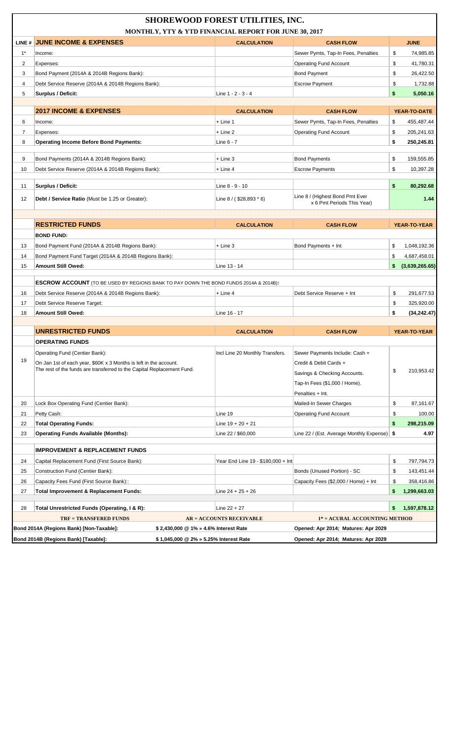# SHOREWOOD FOREST UTILITIES, INC.

## MONTHLY, YTY & YTD FINANCIAL REPORT FOR JUNE 30, 2017

| LINE # | JUNE INCOME & EXPENSES | CALCULATION | CASH FLOW | JUNE |
|---|---|---|---|---|
| 1* | Income: | | Sewer Pymts, Tap-In Fees, Penalties | $ 74,985.85 |
| 2 | Expenses: | | Operating Fund Account | $ 41,780.31 |
| 3 | Bond Payment (2014A & 2014B Regions Bank): | | Bond Payment | $ 26,422.50 |
| 4 | Debt Service Reserve (2014A & 2014B Regions Bank): | | Escrow Payment | $ 1,732.88 |
| 5 | **Surplus / Deficit:** | Line 1 - 2 - 3 - 4 | | **$ 5,050.16** |

| | 2017 INCOME & EXPENSES | CALCULATION | CASH FLOW | YEAR-TO-DATE |
|---|---|---|---|---|
| 6 | Income: | + Line 1 | Sewer Pymts, Tap-In Fees, Penalties | $ 455,487.44 |
| 7 | Expenses: | + Line 2 | Operating Fund Account | $ 205,241.63 |
| 8 | **Operating Income Before Bond Payments:** | Line 6 - 7 | | **$ 250,245.81** |
| 9 | Bond Payments (2014A & 2014B Regions Bank): | + Line 3 | Bond Payments | $ 159,555.85 |
| 10 | Debt Service Reserve (2014A & 2014B Regions Bank): | + Line 4 | Escrow Payments | $ 10,397.28 |
| 11 | **Surplus / Deficit:** | Line 8 - 9 - 10 | | **$ 80,292.68** |
| 12 | **Debt / Service Ratio** (Must be 1.25 or Greater): | Line 8 / ( $28,893 * 6) | Line 8 / (Highest Bond Pmt Ever x 6 Pmt Periods This Year) | **1.44** |

| | RESTRICTED FUNDS | CALCULATION | CASH FLOW | YEAR-TO-YEAR |
|---|---|---|---|---|
| | **BOND FUND:** | | | |
| 13 | Bond Payment Fund (2014A & 2014B Regions Bank): | + Line 3 | Bond Payments + Int | $ 1,048,192.36 |
| 14 | Bond Payment Fund Target (2014A & 2014B Regions Bank): | | | $ 4,687,458.01 |
| 15 | **Amount Still Owed:** | Line 13 - 14 | | **$ (3,639,265.65)** |
| | **ESCROW ACCOUNT** (TO BE USED BY REGIONS BANK TO PAY DOWN THE BOND FUNDS 2014A & 2014B): | | | |
| 16 | Debt Service Reserve (2014A & 2014B Regions Bank): | + Line 4 | Debt Service Reserve + Int | $ 291,677.53 |
| 17 | Debt Service Reserve Target: | | | $ 325,920.00 |
| 18 | **Amount Still Owed:** | Line 16 - 17 | | **$ (34,242.47)** |

| | UNRESTRICTED FUNDS | CALCULATION | CASH FLOW | YEAR-TO-YEAR |
|---|---|---|---|---|
| | **OPERATING FUNDS** | | | |
| 19 | Operating Fund (Centier Bank): On Jan 1st of each year, $60K x 3 Months is left in the account. The rest of the funds are transferred to the Capital Replacement Fund. | Incl Line 20 Monthly Transfers. | Sewer Payments Include: Cash + Credit & Debit Cards + Savings & Checking Accounts. Tap-In Fees ($1,000 / Home). Penalties + Int. | $ 210,953.42 |
| 20 | Lock Box Operating Fund (Centier Bank): | | Mailed-In Sewer Charges | $ 87,161.67 |
| 21 | Petty Cash: | Line 19 | Operating Fund Account | $ 100.00 |
| 22 | **Total Operating Funds:** | Line 19 + 20 + 21 | | **$ 298,215.09** |
| 23 | **Operating Funds Available (Months):** | Line 22 / $60,000 | Line 22 / (Est. Average Monthly Expense) | **$ 4.97** |
| | **IMPROVEMENT & REPLACEMENT FUNDS** | | | |
| 24 | Capital Replacement Fund (First Source Bank): | Year End Line 19 - $180,000 + Int | | $ 797,794.73 |
| 25 | Construction Fund (Centier Bank): | | Bonds (Unused Portion) - SC | $ 143,451.44 |
| 26 | Capacity Fees Fund (First Source Bank):: | | Capacity Fees ($2,000 / Home) + Int | $ 358,416.86 |
| 27 | **Total Improvement & Replacement Funds:** | Line 24 + 25 + 26 | | **$ 1,299,663.03** |
| 28 | **Total Unrestricted Funds (Operating, I & R):** | Line 22 + 27 | | **$ 1,597,878.12** |

| TRF = TRANSFERED FUNDS | AR = ACCOUNTS RECEIVABLE | 1* = ACURAL ACCOUNTING METHOD |
|---|---|---|
| **Bond 2014A (Regions Bank) [Non-Taxable]:** | **$ 2,430,000 @ 1% » 4.6% Interest Rate** | **Opened: Apr 2014; Matures: Apr 2029** |
| **Bond 2014B (Regions Bank) [Taxable]:** | **$ 1,045,000 @ 2% » 5.25% Interest Rate** | **Opened: Apr 2014; Matures: Apr 2029** |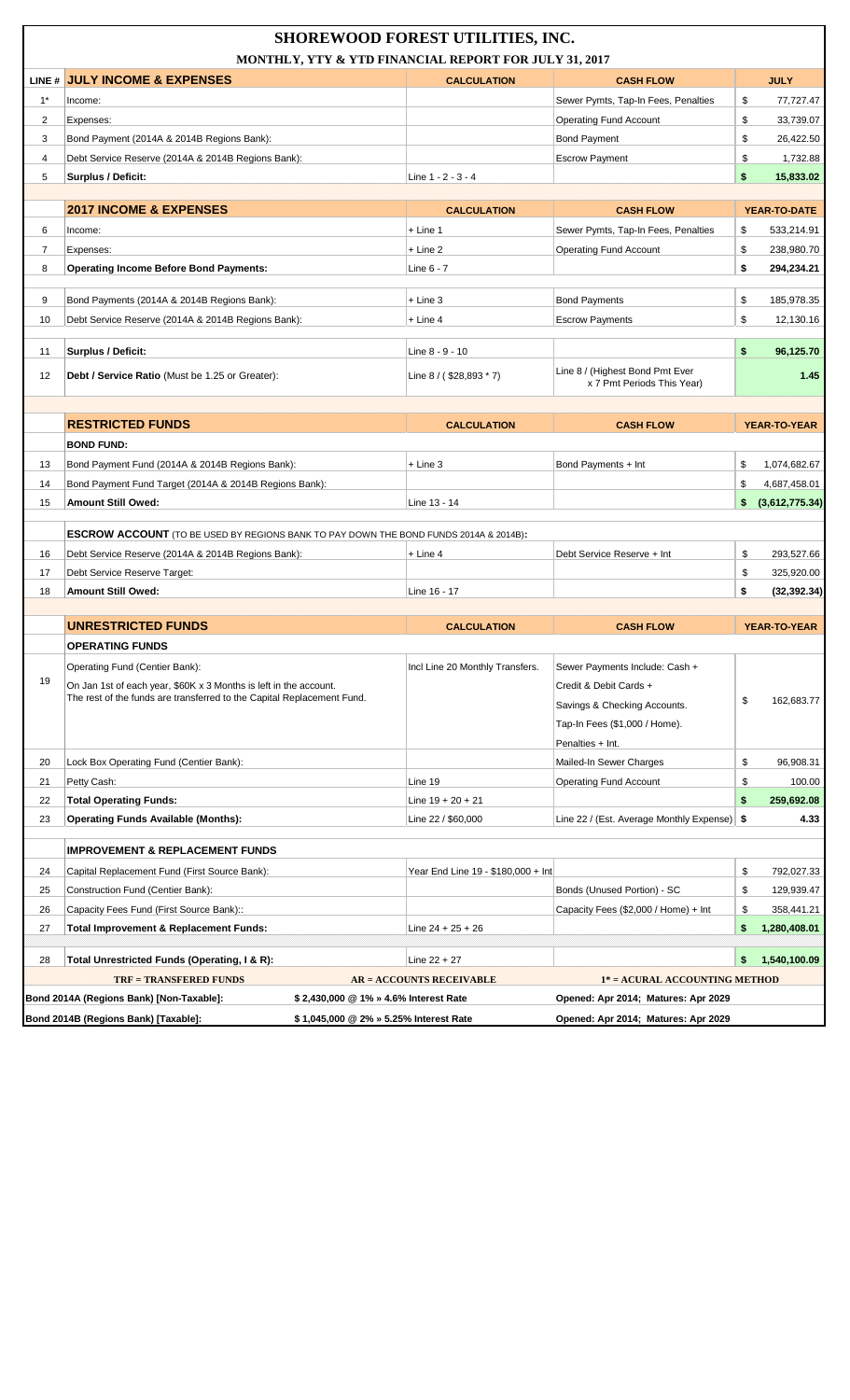# SHOREWOOD FOREST UTILITIES, INC.

## MONTHLY, YTY & YTD FINANCIAL REPORT FOR JULY 31, 2017

| LINE # | JULY INCOME & EXPENSES | CALCULATION | CASH FLOW | JULY |
|---|---|---|---|---|
| 1* | Income: | | Sewer Pymts, Tap-In Fees, Penalties | $ 77,727.47 |
| 2 | Expenses: | | Operating Fund Account | $ 33,739.07 |
| 3 | Bond Payment (2014A & 2014B Regions Bank): | | Bond Payment | $ 26,422.50 |
| 4 | Debt Service Reserve (2014A & 2014B Regions Bank): | | Escrow Payment | $ 1,732.88 |
| 5 | **Surplus / Deficit:** | Line 1 - 2 - 3 - 4 | | **$ 15,833.02** |

| LINE # | 2017 INCOME & EXPENSES | CALCULATION | CASH FLOW | YEAR-TO-DATE |
|---|---|---|---|---|
| 6 | Income: | + Line 1 | Sewer Pymts, Tap-In Fees, Penalties | $ 533,214.91 |
| 7 | Expenses: | + Line 2 | Operating Fund Account | $ 238,980.70 |
| 8 | **Operating Income Before Bond Payments:** | Line 6 - 7 | | **$ 294,234.21** |
| 9 | Bond Payments (2014A & 2014B Regions Bank): | + Line 3 | Bond Payments | $ 185,978.35 |
| 10 | Debt Service Reserve (2014A & 2014B Regions Bank): | + Line 4 | Escrow Payments | $ 12,130.16 |
| 11 | **Surplus / Deficit:** | Line 8 - 9 - 10 | | **$ 96,125.70** |
| 12 | **Debt / Service Ratio** (Must be 1.25 or Greater): | Line 8 / ( $28,893 * 7) | Line 8 / (Highest Bond Pmt Ever x 7 Pmt Periods This Year) | **1.45** |

| LINE # | RESTRICTED FUNDS | CALCULATION | CASH FLOW | YEAR-TO-YEAR |
|---|---|---|---|---|
| | **BOND FUND:** | | | |
| 13 | Bond Payment Fund (2014A & 2014B Regions Bank): | + Line 3 | Bond Payments + Int | $ 1,074,682.67 |
| 14 | Bond Payment Fund Target (2014A & 2014B Regions Bank): | | | $ 4,687,458.01 |
| 15 | **Amount Still Owed:** | Line 13 - 14 | | **$ (3,612,775.34)** |
| | **ESCROW ACCOUNT** (TO BE USED BY REGIONS BANK TO PAY DOWN THE BOND FUNDS 2014A & 2014B): | | | |
| 16 | Debt Service Reserve (2014A & 2014B Regions Bank): | + Line 4 | Debt Service Reserve + Int | $ 293,527.66 |
| 17 | Debt Service Reserve Target: | | | $ 325,920.00 |
| 18 | **Amount Still Owed:** | Line 16 - 17 | | **$ (32,392.34)** |

| LINE # | UNRESTRICTED FUNDS | CALCULATION | CASH FLOW | YEAR-TO-YEAR |
|---|---|---|---|---|
| | **OPERATING FUNDS** | | | |
| 19 | Operating Fund (Centier Bank): On Jan 1st of each year, $60K x 3 Months is left in the account. The rest of the funds are transferred to the Capital Replacement Fund. | Incl Line 20 Monthly Transfers. | Sewer Payments Include: Cash + Credit & Debit Cards + Savings & Checking Accounts. Tap-In Fees ($1,000 / Home). Penalties + Int. | $ 162,683.77 |
| 20 | Lock Box Operating Fund (Centier Bank): | | Mailed-In Sewer Charges | $ 96,908.31 |
| 21 | Petty Cash: | Line 19 | Operating Fund Account | $ 100.00 |
| 22 | **Total Operating Funds:** | Line 19 + 20 + 21 | | **$ 259,692.08** |
| 23 | **Operating Funds Available (Months):** | Line 22 / $60,000 | Line 22 / (Est. Average Monthly Expense) | **$ 4.33** |
| | **IMPROVEMENT & REPLACEMENT FUNDS** | | | |
| 24 | Capital Replacement Fund (First Source Bank): | Year End Line 19 - $180,000 + Int | | $ 792,027.33 |
| 25 | Construction Fund (Centier Bank): | | Bonds (Unused Portion) - SC | $ 129,939.47 |
| 26 | Capacity Fees Fund (First Source Bank):: | | Capacity Fees ($2,000 / Home) + Int | $ 358,441.21 |
| 27 | **Total Improvement & Replacement Funds:** | Line 24 + 25 + 26 | | **$ 1,280,408.01** |
| 28 | **Total Unrestricted Funds (Operating, I & R):** | Line 22 + 27 | | **$ 1,540,100.09** |

**TRF = TRANSFERED FUNDS** | **AR = ACCOUNTS RECEIVABLE** | **1* = ACURAL ACCOUNTING METHOD**

| | | |
|---|---|---|
| **Bond 2014A (Regions Bank) [Non-Taxable]:** | **$ 2,430,000 @ 1% » 4.6% Interest Rate** | **Opened: Apr 2014; Matures: Apr 2029** |
| **Bond 2014B (Regions Bank) [Taxable]:** | **$ 1,045,000 @ 2% » 5.25% Interest Rate** | **Opened: Apr 2014; Matures: Apr 2029** |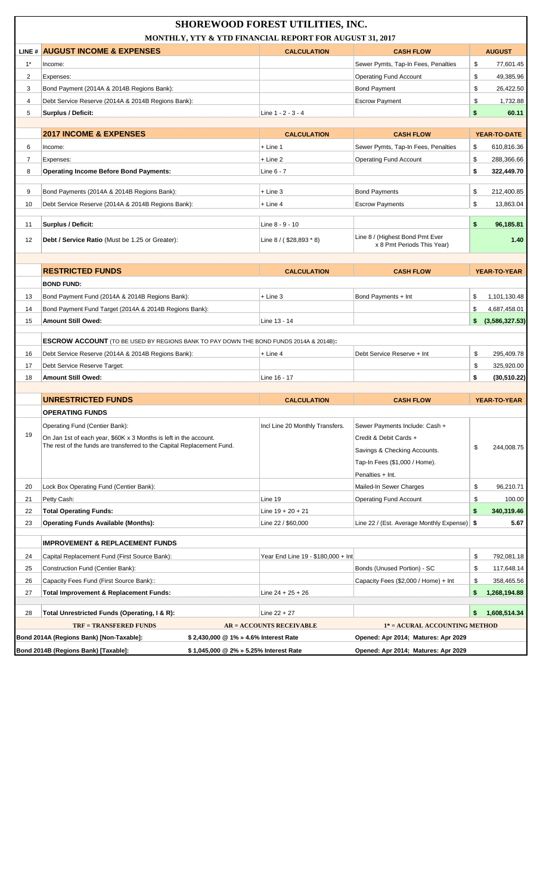# SHOREWOOD FOREST UTILITIES, INC.

## MONTHLY, YTY & YTD FINANCIAL REPORT FOR AUGUST 31, 2017

| LINE # | AUGUST INCOME & EXPENSES | CALCULATION | CASH FLOW | AUGUST |
|---|---|---|---|---|
| 1* | Income: | | Sewer Pymts, Tap-In Fees, Penalties | $ 77,601.45 |
| 2 | Expenses: | | Operating Fund Account | $ 49,385.96 |
| 3 | Bond Payment (2014A & 2014B Regions Bank): | | Bond Payment | $ 26,422.50 |
| 4 | Debt Service Reserve (2014A & 2014B Regions Bank): | | Escrow Payment | $ 1,732.88 |
| 5 | **Surplus / Deficit:** | Line 1 - 2 - 3 - 4 | | **$ 60.11** |
| | **2017 INCOME & EXPENSES** | **CALCULATION** | **CASH FLOW** | **YEAR-TO-DATE** |
| 6 | Income: | + Line 1 | Sewer Pymts, Tap-In Fees, Penalties | $ 610,816.36 |
| 7 | Expenses: | + Line 2 | Operating Fund Account | $ 288,366.66 |
| 8 | **Operating Income Before Bond Payments:** | Line 6 - 7 | | **$ 322,449.70** |
| 9 | Bond Payments (2014A & 2014B Regions Bank): | + Line 3 | Bond Payments | $ 212,400.85 |
| 10 | Debt Service Reserve (2014A & 2014B Regions Bank): | + Line 4 | Escrow Payments | $ 13,863.04 |
| 11 | **Surplus / Deficit:** | Line 8 - 9 - 10 | | **$ 96,185.81** |
| 12 | **Debt / Service Ratio** (Must be 1.25 or Greater): | Line 8 / ( $28,893 * 8) | Line 8 / (Highest Bond Pmt Ever x 8 Pmt Periods This Year) | **1.40** |
| | **RESTRICTED FUNDS** | **CALCULATION** | **CASH FLOW** | **YEAR-TO-YEAR** |
| | **BOND FUND:** | | | |
| 13 | Bond Payment Fund (2014A & 2014B Regions Bank): | + Line 3 | Bond Payments + Int | $ 1,101,130.48 |
| 14 | Bond Payment Fund Target (2014A & 2014B Regions Bank): | | | $ 4,687,458.01 |
| 15 | **Amount Still Owed:** | Line 13 - 14 | | **$ (3,586,327.53)** |
| | **ESCROW ACCOUNT** (TO BE USED BY REGIONS BANK TO PAY DOWN THE BOND FUNDS 2014A & 2014B): | | | |
| 16 | Debt Service Reserve (2014A & 2014B Regions Bank): | + Line 4 | Debt Service Reserve + Int | $ 295,409.78 |
| 17 | Debt Service Reserve Target: | | | $ 325,920.00 |
| 18 | **Amount Still Owed:** | Line 16 - 17 | | **$ (30,510.22)** |
| | **UNRESTRICTED FUNDS** | **CALCULATION** | **CASH FLOW** | **YEAR-TO-YEAR** |
| | **OPERATING FUNDS** | | | |
| 19 | Operating Fund (Centier Bank): On Jan 1st of each year, $60K x 3 Months is left in the account. The rest of the funds are transferred to the Capital Replacement Fund. | Incl Line 20 Monthly Transfers. | Sewer Payments Include: Cash + Credit & Debit Cards + Savings & Checking Accounts. Tap-In Fees ($1,000 / Home). Penalties + Int. | $ 244,008.75 |
| 20 | Lock Box Operating Fund (Centier Bank): | | Mailed-In Sewer Charges | $ 96,210.71 |
| 21 | Petty Cash: | Line 19 | Operating Fund Account | $ 100.00 |
| 22 | **Total Operating Funds:** | Line 19 + 20 + 21 | | **$ 340,319.46** |
| 23 | **Operating Funds Available (Months):** | Line 22 / $60,000 | Line 22 / (Est. Average Monthly Expense) | **$ 5.67** |
| | **IMPROVEMENT & REPLACEMENT FUNDS** | | | |
| 24 | Capital Replacement Fund (First Source Bank): | Year End Line 19 - $180,000 + Int | | $ 792,081.18 |
| 25 | Construction Fund (Centier Bank): | | Bonds (Unused Portion) - SC | $ 117,648.14 |
| 26 | Capacity Fees Fund (First Source Bank):: | | Capacity Fees ($2,000 / Home) + Int | $ 358,465.56 |
| 27 | **Total Improvement & Replacement Funds:** | Line 24 + 25 + 26 | | **$ 1,268,194.88** |
| 28 | **Total Unrestricted Funds (Operating, I & R):** | Line 22 + 27 | | **$ 1,608,514.34** |

TRF = TRANSFERED FUNDS | AR = ACCOUNTS RECEIVABLE | 1* = ACURAL ACCOUNTING METHOD

| | | |
|---|---|---|
| **Bond 2014A (Regions Bank) [Non-Taxable]:** | **$ 2,430,000 @ 1% » 4.6% Interest Rate** | **Opened: Apr 2014; Matures: Apr 2029** |
| **Bond 2014B (Regions Bank) [Taxable]:** | **$ 1,045,000 @ 2% » 5.25% Interest Rate** | **Opened: Apr 2014; Matures: Apr 2029** |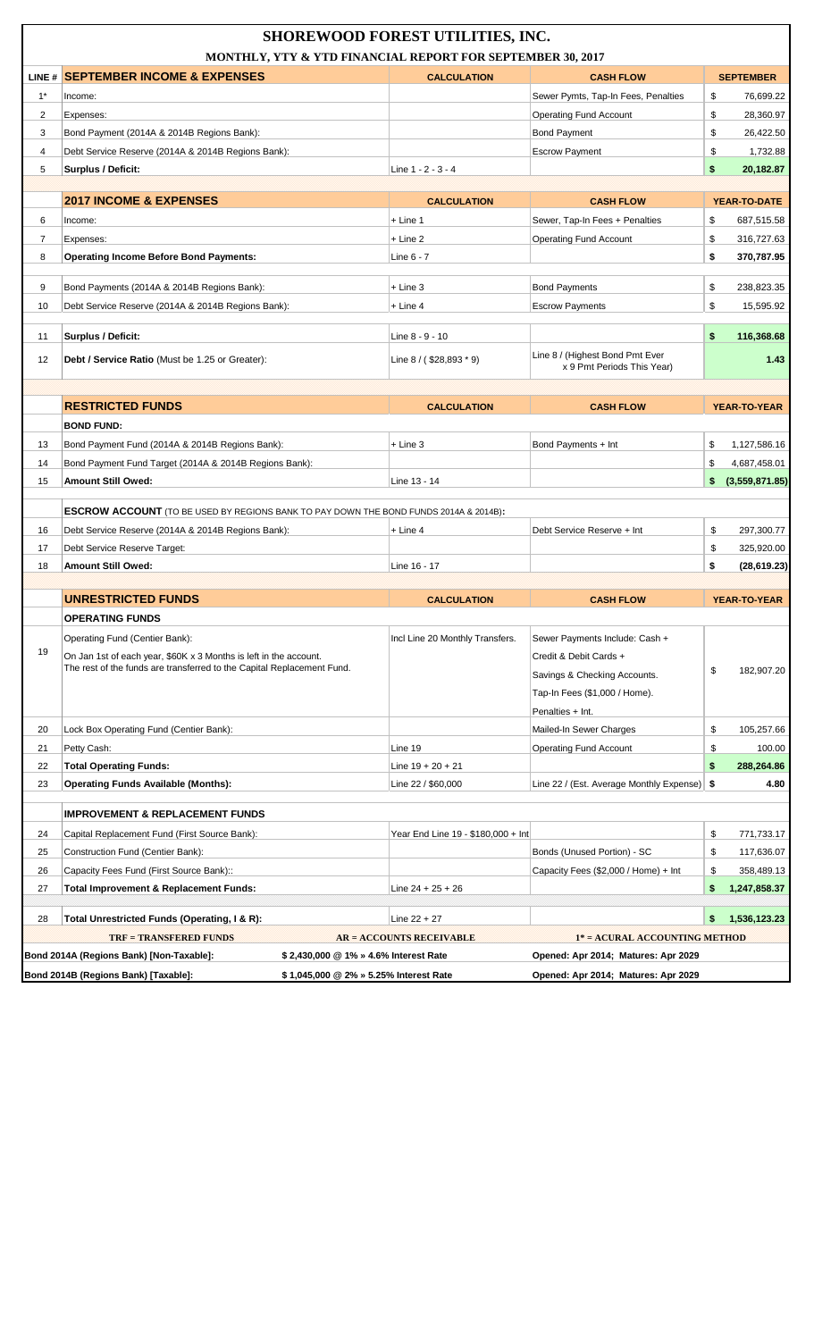# SHOREWOOD FOREST UTILITIES, INC.

## MONTHLY, YTY & YTD FINANCIAL REPORT FOR SEPTEMBER 30, 2017

| LINE # | SEPTEMBER INCOME & EXPENSES | CALCULATION | CASH FLOW | SEPTEMBER |
|---|---|---|---|---|
| 1* | Income: | | Sewer Pymts, Tap-In Fees, Penalties | $ 76,699.22 |
| 2 | Expenses: | | Operating Fund Account | $ 28,360.97 |
| 3 | Bond Payment (2014A & 2014B Regions Bank): | | Bond Payment | $ 26,422.50 |
| 4 | Debt Service Reserve (2014A & 2014B Regions Bank): | | Escrow Payment | $ 1,732.88 |
| 5 | **Surplus / Deficit:** | Line 1 - 2 - 3 - 4 | | **$ 20,182.87** |

| LINE # | 2017 INCOME & EXPENSES | CALCULATION | CASH FLOW | YEAR-TO-DATE |
|---|---|---|---|---|
| 6 | Income: | + Line 1 | Sewer, Tap-In Fees + Penalties | $ 687,515.58 |
| 7 | Expenses: | + Line 2 | Operating Fund Account | $ 316,727.63 |
| 8 | **Operating Income Before Bond Payments:** | Line 6 - 7 | | **$ 370,787.95** |
| 9 | Bond Payments (2014A & 2014B Regions Bank): | + Line 3 | Bond Payments | $ 238,823.35 |
| 10 | Debt Service Reserve (2014A & 2014B Regions Bank): | + Line 4 | Escrow Payments | $ 15,595.92 |
| 11 | **Surplus / Deficit:** | Line 8 - 9 - 10 | | **$ 116,368.68** |
| 12 | **Debt / Service Ratio** (Must be 1.25 or Greater): | Line 8 / ( $28,893 * 9) | Line 8 / (Highest Bond Pmt Ever x 9 Pmt Periods This Year) | **1.43** |

| LINE # | RESTRICTED FUNDS | CALCULATION | CASH FLOW | YEAR-TO-YEAR |
|---|---|---|---|---|
| | **BOND FUND:** | | | |
| 13 | Bond Payment Fund (2014A & 2014B Regions Bank): | + Line 3 | Bond Payments + Int | $ 1,127,586.16 |
| 14 | Bond Payment Fund Target (2014A & 2014B Regions Bank): | | | $ 4,687,458.01 |
| 15 | **Amount Still Owed:** | Line 13 - 14 | | **$ (3,559,871.85)** |
| | **ESCROW ACCOUNT** (TO BE USED BY REGIONS BANK TO PAY DOWN THE BOND FUNDS 2014A & 2014B): | | | |
| 16 | Debt Service Reserve (2014A & 2014B Regions Bank): | + Line 4 | Debt Service Reserve + Int | $ 297,300.77 |
| 17 | Debt Service Reserve Target: | | | $ 325,920.00 |
| 18 | **Amount Still Owed:** | Line 16 - 17 | | **$ (28,619.23)** |

| LINE # | UNRESTRICTED FUNDS | CALCULATION | CASH FLOW | YEAR-TO-YEAR |
|---|---|---|---|---|
| | **OPERATING FUNDS** | | | |
| 19 | Operating Fund (Centier Bank): On Jan 1st of each year, $60K x 3 Months is left in the account. The rest of the funds are transferred to the Capital Replacement Fund. | Incl Line 20 Monthly Transfers. | Sewer Payments Include: Cash + Credit & Debit Cards + Savings & Checking Accounts. Tap-In Fees ($1,000 / Home). Penalties + Int. | $ 182,907.20 |
| 20 | Lock Box Operating Fund (Centier Bank): | | Mailed-In Sewer Charges | $ 105,257.66 |
| 21 | Petty Cash: | Line 19 | Operating Fund Account | $ 100.00 |
| 22 | **Total Operating Funds:** | Line 19 + 20 + 21 | | **$ 288,264.86** |
| 23 | **Operating Funds Available (Months):** | Line 22 / $60,000 | Line 22 / (Est. Average Monthly Expense) | **$ 4.80** |
| | **IMPROVEMENT & REPLACEMENT FUNDS** | | | |
| 24 | Capital Replacement Fund (First Source Bank): | Year End Line 19 - $180,000 + Int | | $ 771,733.17 |
| 25 | Construction Fund (Centier Bank): | | Bonds (Unused Portion) - SC | $ 117,636.07 |
| 26 | Capacity Fees Fund (First Source Bank):: | | Capacity Fees ($2,000 / Home) + Int | $ 358,489.13 |
| 27 | **Total Improvement & Replacement Funds:** | Line 24 + 25 + 26 | | **$ 1,247,858.37** |
| 28 | **Total Unrestricted Funds (Operating, I & R):** | Line 22 + 27 | | **$ 1,536,123.23** |

| | | |
|---|---|---|
| **TRF = TRANSFERED FUNDS** | **AR = ACCOUNTS RECEIVABLE** | **1* = ACURAL ACCOUNTING METHOD** |
| **Bond 2014A (Regions Bank) [Non-Taxable]:** | **$ 2,430,000 @ 1% » 4.6% Interest Rate** | **Opened: Apr 2014; Matures: Apr 2029** |
| **Bond 2014B (Regions Bank) [Taxable]:** | **$ 1,045,000 @ 2% » 5.25% Interest Rate** | **Opened: Apr 2014; Matures: Apr 2029** |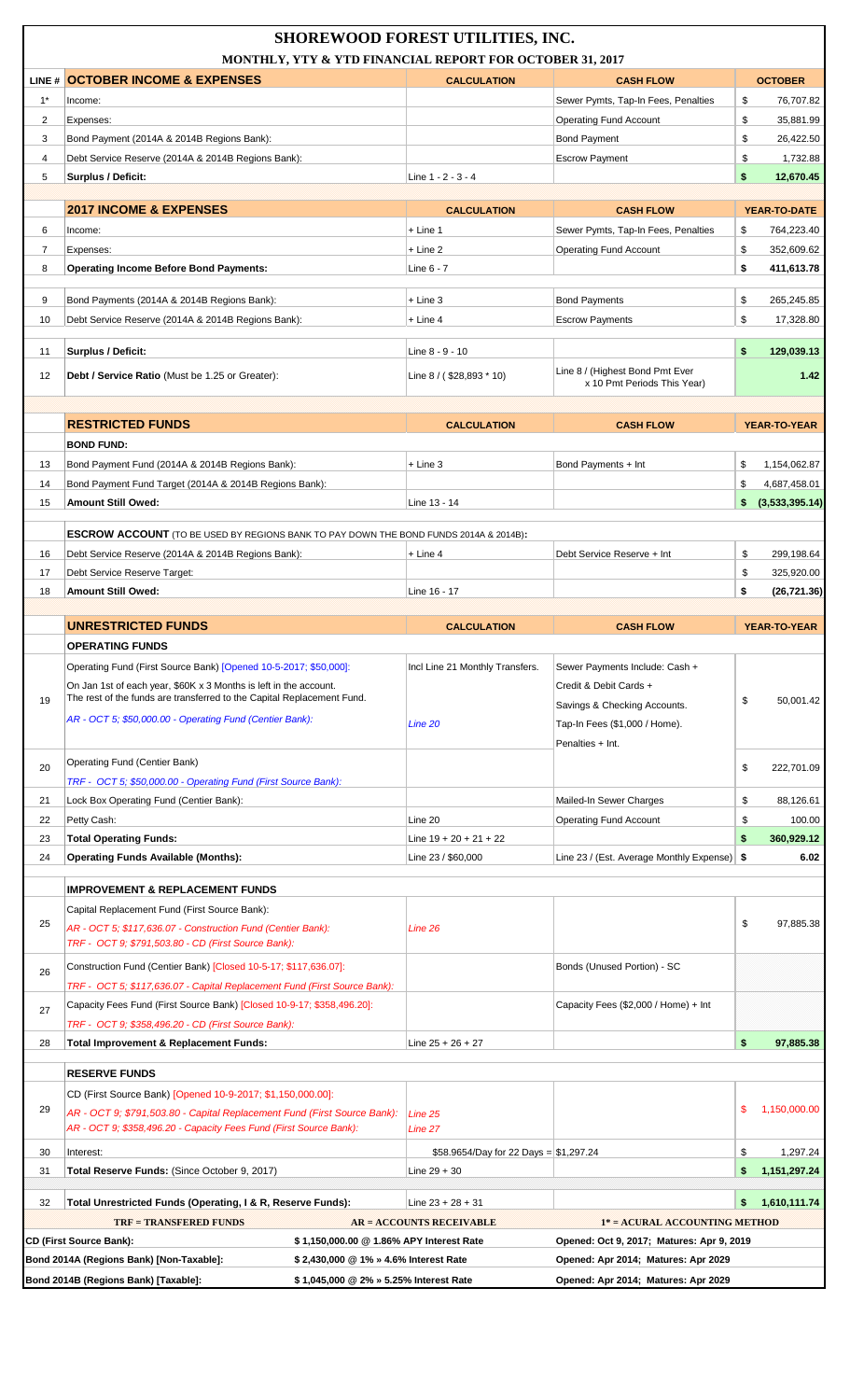# SHOREWOOD FOREST UTILITIES, INC.

## MONTHLY, YTY & YTD FINANCIAL REPORT FOR OCTOBER 31, 2017

| LINE # | OCTOBER INCOME & EXPENSES | CALCULATION | CASH FLOW | OCTOBER |
|---|---|---|---|---|
| 1* | Income: | | Sewer Pymts, Tap-In Fees, Penalties | $ 76,707.82 |
| 2 | Expenses: | | Operating Fund Account | $ 35,881.99 |
| 3 | Bond Payment (2014A & 2014B Regions Bank): | | Bond Payment | $ 26,422.50 |
| 4 | Debt Service Reserve (2014A & 2014B Regions Bank): | | Escrow Payment | $ 1,732.88 |
| 5 | **Surplus / Deficit:** | Line 1 - 2 - 3 - 4 | | **$ 12,670.45** |

| LINE # | 2017 INCOME & EXPENSES | CALCULATION | CASH FLOW | YEAR-TO-DATE |
|---|---|---|---|---|
| 6 | Income: | + Line 1 | Sewer Pymts, Tap-In Fees, Penalties | $ 764,223.40 |
| 7 | Expenses: | + Line 2 | Operating Fund Account | $ 352,609.62 |
| 8 | **Operating Income Before Bond Payments:** | Line 6 - 7 | | **$ 411,613.78** |
| 9 | Bond Payments (2014A & 2014B Regions Bank): | + Line 3 | Bond Payments | $ 265,245.85 |
| 10 | Debt Service Reserve (2014A & 2014B Regions Bank): | + Line 4 | Escrow Payments | $ 17,328.80 |
| 11 | **Surplus / Deficit:** | Line 8 - 9 - 10 | | **$ 129,039.13** |
| 12 | **Debt / Service Ratio** (Must be 1.25 or Greater): | Line 8 / ( $28,893 * 10) | Line 8 / (Highest Bond Pmt Ever x 10 Pmt Periods This Year) | **1.42** |

| LINE # | RESTRICTED FUNDS | CALCULATION | CASH FLOW | YEAR-TO-YEAR |
|---|---|---|---|---|
| | **BOND FUND:** | | | |
| 13 | Bond Payment Fund (2014A & 2014B Regions Bank): | + Line 3 | Bond Payments + Int | $ 1,154,062.87 |
| 14 | Bond Payment Fund Target (2014A & 2014B Regions Bank): | | | $ 4,687,458.01 |
| 15 | **Amount Still Owed:** | Line 13 - 14 | | **$ (3,533,395.14)** |
| | **ESCROW ACCOUNT** (TO BE USED BY REGIONS BANK TO PAY DOWN THE BOND FUNDS 2014A & 2014B): | | | |
| 16 | Debt Service Reserve (2014A & 2014B Regions Bank): | + Line 4 | Debt Service Reserve + Int | $ 299,198.64 |
| 17 | Debt Service Reserve Target: | | | $ 325,920.00 |
| 18 | **Amount Still Owed:** | Line 16 - 17 | | **$ (26,721.36)** |

| LINE # | UNRESTRICTED FUNDS | CALCULATION | CASH FLOW | YEAR-TO-YEAR |
|---|---|---|---|---|
| | **OPERATING FUNDS** | | | |
| 19 | Operating Fund (First Source Bank) [Opened 10-5-2017; $50,000]: On Jan 1st of each year, $60K x 3 Months is left in the account. The rest of the funds are transferred to the Capital Replacement Fund. *AR - OCT 5; $50,000.00 - Operating Fund (Centier Bank):* | Incl Line 21 Monthly Transfers. *Line 20* | Sewer Payments Include: Cash + Credit & Debit Cards + Savings & Checking Accounts. Tap-In Fees ($1,000 / Home). Penalties + Int. | $ 50,001.42 |
| 20 | Operating Fund (Centier Bank) *TRF - OCT 5; $50,000.00 - Operating Fund (First Source Bank):* | | | $ 222,701.09 |
| 21 | Lock Box Operating Fund (Centier Bank): | | Mailed-In Sewer Charges | $ 88,126.61 |
| 22 | Petty Cash: | Line 20 | Operating Fund Account | $ 100.00 |
| 23 | **Total Operating Funds:** | Line 19 + 20 + 21 + 22 | | **$ 360,929.12** |
| 24 | **Operating Funds Available (Months):** | Line 23 / $60,000 | Line 23 / (Est. Average Monthly Expense) | **$ 6.02** |
| | **IMPROVEMENT & REPLACEMENT FUNDS** | | | |
| 25 | Capital Replacement Fund (First Source Bank): *AR - OCT 5; $117,636.07 - Construction Fund (Centier Bank):* *TRF - OCT 9; $791,503.80 - CD (First Source Bank):* | *Line 26* | | $ 97,885.38 |
| 26 | Construction Fund (Centier Bank) [Closed 10-5-17; $117,636.07]: *TRF - OCT 5; $117,636.07 - Capital Replacement Fund (First Source Bank):* | | Bonds (Unused Portion) - SC | |
| 27 | Capacity Fees Fund (First Source Bank) [Closed 10-9-17; $358,496.20]: *TRF - OCT 9; $358,496.20 - CD (First Source Bank):* | | Capacity Fees ($2,000 / Home) + Int | |
| 28 | **Total Improvement & Replacement Funds:** | Line 25 + 26 + 27 | | **$ 97,885.38** |
| | **RESERVE FUNDS** | | | |
| 29 | CD (First Source Bank) [Opened 10-9-2017; $1,150,000.00]: *AR - OCT 9; $791,503.80 - Capital Replacement Fund (First Source Bank):* *AR - OCT 9; $358,496.20 - Capacity Fees Fund (First Source Bank):* | *Line 25* *Line 27* | | $ 1,150,000.00 |
| 30 | Interest: | $58.9654/Day for 22 Days = $1,297.24 | | $ 1,297.24 |
| 31 | **Total Reserve Funds:** (Since October 9, 2017) | Line 29 + 30 | | **$ 1,151,297.24** |
| 32 | **Total Unrestricted Funds (Operating, I & R, Reserve Funds):** | Line 23 + 28 + 31 | | **$ 1,610,111.74** |

| TRF = TRANSFERED FUNDS | AR = ACCOUNTS RECEIVABLE | 1* = ACURAL ACCOUNTING METHOD |
|---|---|---|
| **CD (First Source Bank):** | $ 1,150,000.00 @ 1.86% APY Interest Rate | Opened: Oct 9, 2017; Matures: Apr 9, 2019 |
| **Bond 2014A (Regions Bank) [Non-Taxable]:** | $ 2,430,000 @ 1% » 4.6% Interest Rate | Opened: Apr 2014; Matures: Apr 2029 |
| **Bond 2014B (Regions Bank) [Taxable]:** | $ 1,045,000 @ 2% » 5.25% Interest Rate | Opened: Apr 2014; Matures: Apr 2029 |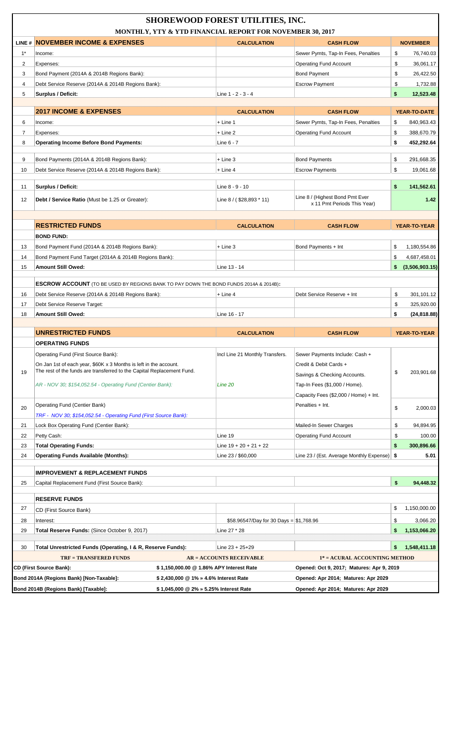# SHOREWOOD FOREST UTILITIES, INC.

## MONTHLY, YTY & YTD FINANCIAL REPORT FOR NOVEMBER 30, 2017

| LINE # | NOVEMBER INCOME & EXPENSES | CALCULATION | CASH FLOW | NOVEMBER |
|---|---|---|---|---|
| 1* | Income: | | Sewer Pymts, Tap-In Fees, Penalties | $ 76,740.03 |
| 2 | Expenses: | | Operating Fund Account | $ 36,061.17 |
| 3 | Bond Payment (2014A & 2014B Regions Bank): | | Bond Payment | $ 26,422.50 |
| 4 | Debt Service Reserve (2014A & 2014B Regions Bank): | | Escrow Payment | $ 1,732.88 |
| 5 | **Surplus / Deficit:** | Line 1 - 2 - 3 - 4 | | **$ 12,523.48** |
| | **2017 INCOME & EXPENSES** | **CALCULATION** | **CASH FLOW** | **YEAR-TO-DATE** |
| 6 | Income: | + Line 1 | Sewer Pymts, Tap-In Fees, Penalties | $ 840,963.43 |
| 7 | Expenses: | + Line 2 | Operating Fund Account | $ 388,670.79 |
| 8 | **Operating Income Before Bond Payments:** | Line 6 - 7 | | **$ 452,292.64** |
| 9 | Bond Payments (2014A & 2014B Regions Bank): | + Line 3 | Bond Payments | $ 291,668.35 |
| 10 | Debt Service Reserve (2014A & 2014B Regions Bank): | + Line 4 | Escrow Payments | $ 19,061.68 |
| 11 | **Surplus / Deficit:** | Line 8 - 9 - 10 | | **$ 141,562.61** |
| 12 | **Debt / Service Ratio** (Must be 1.25 or Greater): | Line 8 / ( $28,893 * 11) | Line 8 / (Highest Bond Pmt Ever x 11 Pmt Periods This Year) | **1.42** |
| | **RESTRICTED FUNDS** | **CALCULATION** | **CASH FLOW** | **YEAR-TO-YEAR** |
| | **BOND FUND:** | | | |
| 13 | Bond Payment Fund (2014A & 2014B Regions Bank): | + Line 3 | Bond Payments + Int | $ 1,180,554.86 |
| 14 | Bond Payment Fund Target (2014A & 2014B Regions Bank): | | | $ 4,687,458.01 |
| 15 | **Amount Still Owed:** | Line 13 - 14 | | **$ (3,506,903.15)** |
| | **ESCROW ACCOUNT** (TO BE USED BY REGIONS BANK TO PAY DOWN THE BOND FUNDS 2014A & 2014B): | | | |
| 16 | Debt Service Reserve (2014A & 2014B Regions Bank): | + Line 4 | Debt Service Reserve + Int | $ 301,101.12 |
| 17 | Debt Service Reserve Target: | | | $ 325,920.00 |
| 18 | **Amount Still Owed:** | Line 16 - 17 | | **$ (24,818.88)** |
| | **UNRESTRICTED FUNDS** | **CALCULATION** | **CASH FLOW** | **YEAR-TO-YEAR** |
| | **OPERATING FUNDS** | | | |
| 19 | Operating Fund (First Source Bank): On Jan 1st of each year, $60K x 3 Months is left in the account. The rest of the funds are transferred to the Capital Replacement Fund. *AR - NOV 30; $154,052.54 - Operating Fund (Centier Bank):* | Incl Line 21 Monthly Transfers. *Line 20* | Sewer Payments Include: Cash + Credit & Debit Cards + Savings & Checking Accounts. Tap-In Fees ($1,000 / Home). Capacity Fees ($2,000 / Home) + Int. | $ 203,901.68 |
| 20 | Operating Fund (Centier Bank) *TRF - NOV 30; $154,052.54 - Operating Fund (First Source Bank):* | | Penalties + Int. | $ 2,000.03 |
| 21 | Lock Box Operating Fund (Centier Bank): | | Mailed-In Sewer Charges | $ 94,894.95 |
| 22 | Petty Cash: | Line 19 | Operating Fund Account | $ 100.00 |
| 23 | **Total Operating Funds:** | Line 19 + 20 + 21 + 22 | | **$ 300,896.66** |
| 24 | **Operating Funds Available (Months):** | Line 23 / $60,000 | Line 23 / (Est. Average Monthly Expense) | **$ 5.01** |
| | **IMPROVEMENT & REPLACEMENT FUNDS** | | | |
| 25 | Capital Replacement Fund (First Source Bank): | | | **$ 94,448.32** |
| | **RESERVE FUNDS** | | | |
| 27 | CD (First Source Bank) | | | $ 1,150,000.00 |
| 28 | Interest: | $58.96547/Day for 30 Days = $1,768.96 | | $ 3,066.20 |
| 29 | **Total Reserve Funds:** (Since October 9, 2017) | Line 27 * 28 | | **$ 1,153,066.20** |
| 30 | **Total Unrestricted Funds (Operating, I & R, Reserve Funds):** | Line 23 + 25+29 | | **$ 1,548,411.18** |

| TRF = TRANSFERED FUNDS | AR = ACCOUNTS RECEIVABLE | 1* = ACURAL ACCOUNTING METHOD |
|---|---|---|
| **CD (First Source Bank):** | **$ 1,150,000.00 @ 1.86% APY Interest Rate** | **Opened: Oct 9, 2017; Matures: Apr 9, 2019** |
| **Bond 2014A (Regions Bank) [Non-Taxable]:** | **$ 2,430,000 @ 1% » 4.6% Interest Rate** | **Opened: Apr 2014; Matures: Apr 2029** |
| **Bond 2014B (Regions Bank) [Taxable]:** | **$ 1,045,000 @ 2% » 5.25% Interest Rate** | **Opened: Apr 2014; Matures: Apr 2029** |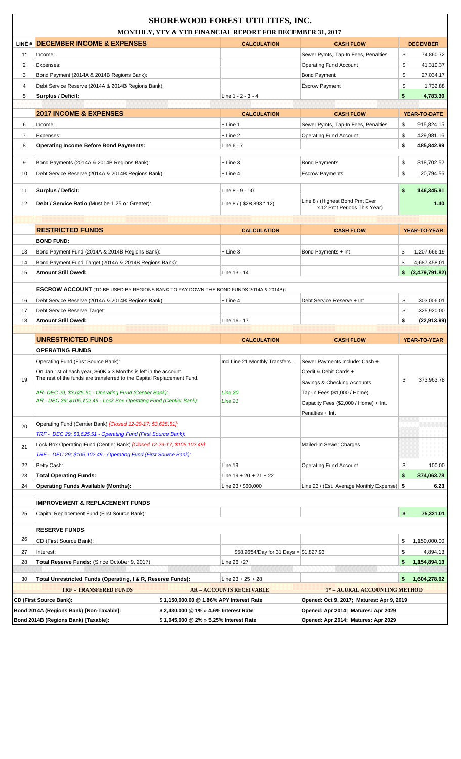# SHOREWOOD FOREST UTILITIES, INC.

## MONTHLY, YTY & YTD FINANCIAL REPORT FOR DECEMBER 31, 2017

| LINE # | DECEMBER INCOME & EXPENSES | CALCULATION | CASH FLOW | DECEMBER |
|---|---|---|---|---|
| 1* | Income: | | Sewer Pymts, Tap-In Fees, Penalties | $ 74,860.72 |
| 2 | Expenses: | | Operating Fund Account | $ 41,310.37 |
| 3 | Bond Payment (2014A & 2014B Regions Bank): | | Bond Payment | $ 27,034.17 |
| 4 | Debt Service Reserve (2014A & 2014B Regions Bank): | | Escrow Payment | $ 1,732.88 |
| 5 | **Surplus / Deficit:** | Line 1 - 2 - 3 - 4 | | **$ 4,783.30** |

| LINE # | 2017 INCOME & EXPENSES | CALCULATION | CASH FLOW | YEAR-TO-DATE |
|---|---|---|---|---|
| 6 | Income: | + Line 1 | Sewer Pymts, Tap-In Fees, Penalties | $ 915,824.15 |
| 7 | Expenses: | + Line 2 | Operating Fund Account | $ 429,981.16 |
| 8 | **Operating Income Before Bond Payments:** | Line 6 - 7 | | **$ 485,842.99** |
| 9 | Bond Payments (2014A & 2014B Regions Bank): | + Line 3 | Bond Payments | $ 318,702.52 |
| 10 | Debt Service Reserve (2014A & 2014B Regions Bank): | + Line 4 | Escrow Payments | $ 20,794.56 |
| 11 | **Surplus / Deficit:** | Line 8 - 9 - 10 | | **$ 146,345.91** |
| 12 | **Debt / Service Ratio** (Must be 1.25 or Greater): | Line 8 / ( $28,893 * 12) | Line 8 / (Highest Bond Pmt Ever x 12 Pmt Periods This Year) | **1.40** |

| LINE # | RESTRICTED FUNDS | CALCULATION | CASH FLOW | YEAR-TO-YEAR |
|---|---|---|---|---|
| | **BOND FUND:** | | | |
| 13 | Bond Payment Fund (2014A & 2014B Regions Bank): | + Line 3 | Bond Payments + Int | $ 1,207,666.19 |
| 14 | Bond Payment Fund Target (2014A & 2014B Regions Bank): | | | $ 4,687,458.01 |
| 15 | **Amount Still Owed:** | Line 13 - 14 | | **$ (3,479,791.82)** |
| | **ESCROW ACCOUNT** (TO BE USED BY REGIONS BANK TO PAY DOWN THE BOND FUNDS 2014A & 2014B)**:** | | | |
| 16 | Debt Service Reserve (2014A & 2014B Regions Bank): | + Line 4 | Debt Service Reserve + Int | $ 303,006.01 |
| 17 | Debt Service Reserve Target: | | | $ 325,920.00 |
| 18 | **Amount Still Owed:** | Line 16 - 17 | | **$ (22,913.99)** |

| LINE # | UNRESTRICTED FUNDS | CALCULATION | CASH FLOW | YEAR-TO-YEAR |
|---|---|---|---|---|
| | **OPERATING FUNDS** | | | |
| 19 | Operating Fund (First Source Bank): On Jan 1st of each year, $60K x 3 Months is left in the account. The rest of the funds are transferred to the Capital Replacement Fund. *AR- DEC 29; $3,625.51 - Operating Fund (Centier Bank):* *AR - DEC 29; $105,102.49 - Lock Box Operating Fund (Centier Bank):* | Incl Line 21 Monthly Transfers. *Line 20* *Line 21* | Sewer Payments Include: Cash + Credit & Debit Cards + Savings & Checking Accounts. Tap-In Fees ($1,000 / Home). Capacity Fees ($2,000 / Home) + Int. Penalties + Int. | $ 373,963.78 |
| 20 | Operating Fund (Centier Bank) *[Closed 12-29-17; $3,625.51]:* *TRF - DEC 29; $3,625.51 - Operating Fund (First Source Bank):* | | | |
| 21 | Lock Box Operating Fund (Centier Bank) *[Closed 12-29-17; $105,102.49]:* *TRF - DEC 29; $105,102.49 - Operating Fund (First Source Bank):* | | Mailed-In Sewer Charges | |
| 22 | Petty Cash: | Line 19 | Operating Fund Account | $ 100.00 |
| 23 | **Total Operating Funds:** | Line 19 + 20 + 21 + 22 | | **$ 374,063.78** |
| 24 | **Operating Funds Available (Months):** | Line 23 / $60,000 | Line 23 / (Est. Average Monthly Expense) | **$ 6.23** |
| | **IMPROVEMENT & REPLACEMENT FUNDS** | | | |
| 25 | Capital Replacement Fund (First Source Bank): | | | **$ 75,321.01** |
| | **RESERVE FUNDS** | | | |
| 26 | CD (First Source Bank): | | | $ 1,150,000.00 |
| 27 | Interest: | $58.9654/Day for 31 Days = $1,827.93 | | $ 4,894.13 |
| 28 | **Total Reserve Funds:** (Since October 9, 2017) | Line 26 +27 | | **$ 1,154,894.13** |
| 30 | **Total Unrestricted Funds (Operating, I & R, Reserve Funds):** | Line 23 + 25 + 28 | | **$ 1,604,278.92** |

| | | |
|---|---|---|
| **TRF = TRANSFERED FUNDS** | **AR = ACCOUNTS RECEIVABLE** | **1* = ACURAL ACCOUNTING METHOD** |
| **CD (First Source Bank):** | **$ 1,150,000.00 @ 1.86% APY Interest Rate** | **Opened: Oct 9, 2017; Matures: Apr 9, 2019** |
| **Bond 2014A (Regions Bank) [Non-Taxable]:** | **$ 2,430,000 @ 1% » 4.6% Interest Rate** | **Opened: Apr 2014; Matures: Apr 2029** |
| **Bond 2014B (Regions Bank) [Taxable]:** | **$ 1,045,000 @ 2% » 5.25% Interest Rate** | **Opened: Apr 2014; Matures: Apr 2029** |